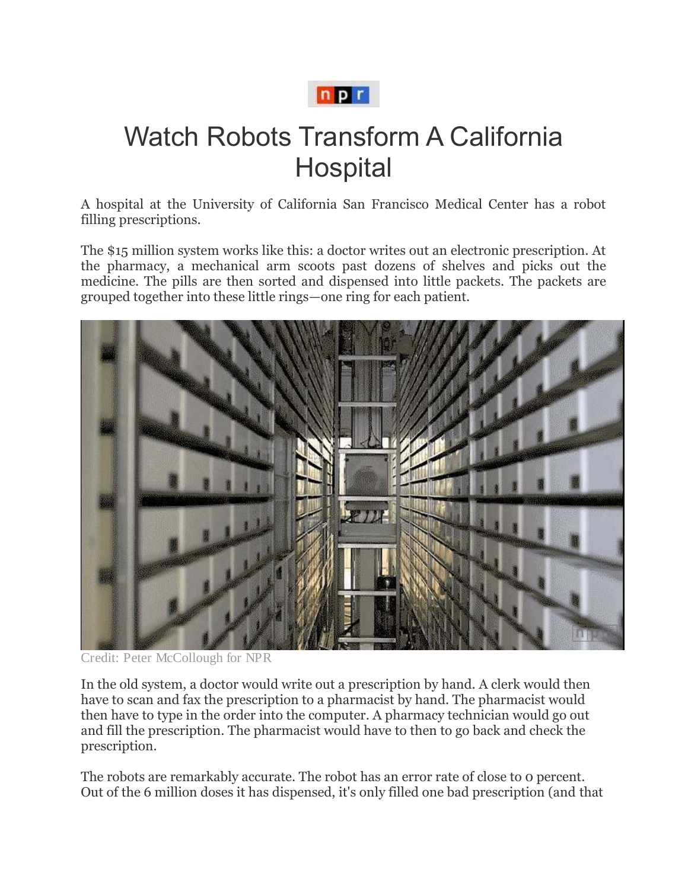# Watch Robots Transform A California Hospital

A hospital at the University of California San Francisco Medical Center has a robot filling prescriptions.

The $15 million system works like this: a doctor writes out an electronic prescription. At the pharmacy, a mechanical arm scoots past dozens of shelves and picks out the medicine. The pills are then sorted and dispensed into little packets. The packets are grouped together into these little rings—one ring for each patient.

Credit: Peter McCollough for NPR

In the old system, a doctor would write out a prescription by hand. A clerk would then have to scan and fax the prescription to a pharmacist by hand. The pharmacist would then have to type in the order into the computer. A pharmacy technician would go out and fill the prescription. The pharmacist would have to then to go back and check the prescription.

The robots are remarkably accurate. The robot has an error rate of close to 0 percent. Out of the 6 million doses it has dispensed, it's only filled one bad prescription (and that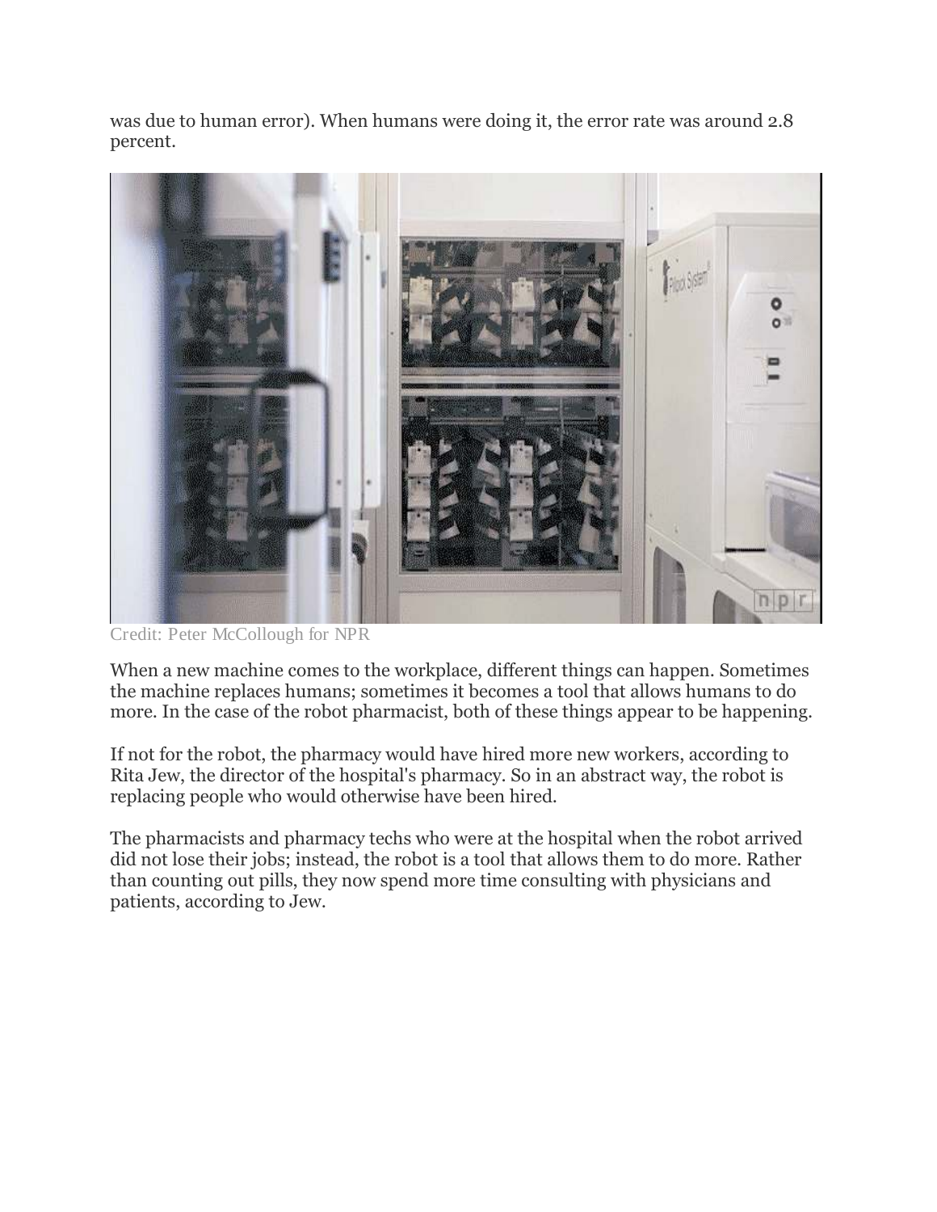was due to human error). When humans were doing it, the error rate was around 2.8 percent.

Credit: Peter McCollough for NPR

When a new machine comes to the workplace, different things can happen. Sometimes the machine replaces humans; sometimes it becomes a tool that allows humans to do more. In the case of the robot pharmacist, both of these things appear to be happening.

If not for the robot, the pharmacy would have hired more new workers, according to Rita Jew, the director of the hospital's pharmacy. So in an abstract way, the robot is replacing people who would otherwise have been hired.

The pharmacists and pharmacy techs who were at the hospital when the robot arrived did not lose their jobs; instead, the robot is a tool that allows them to do more. Rather than counting out pills, they now spend more time consulting with physicians and patients, according to Jew.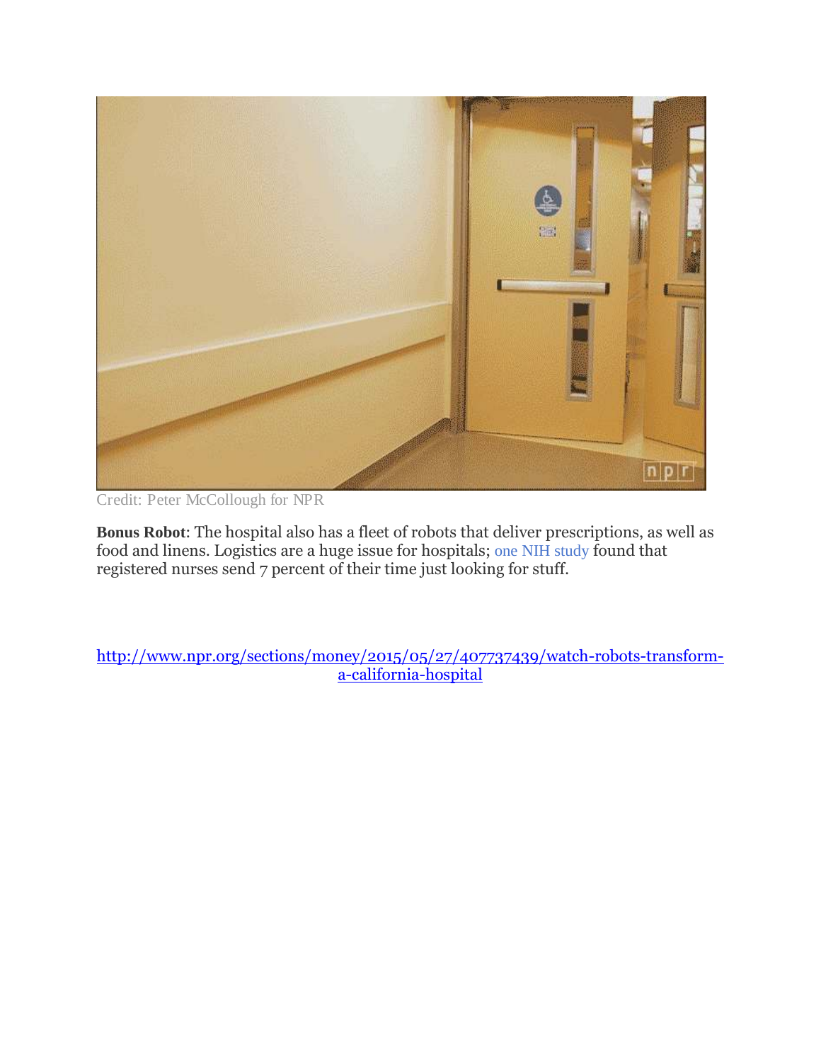Credit: Peter McCollough for NPR

**Bonus Robot**: The hospital also has a fleet of robots that deliver prescriptions, as well as food and linens. Logistics are a huge issue for hospitals; one NIH study found that registered nurses send 7 percent of their time just looking for stuff.

http://www.npr.org/sections/money/2015/05/27/407737439/watch-robots-transform-a-california-hospital